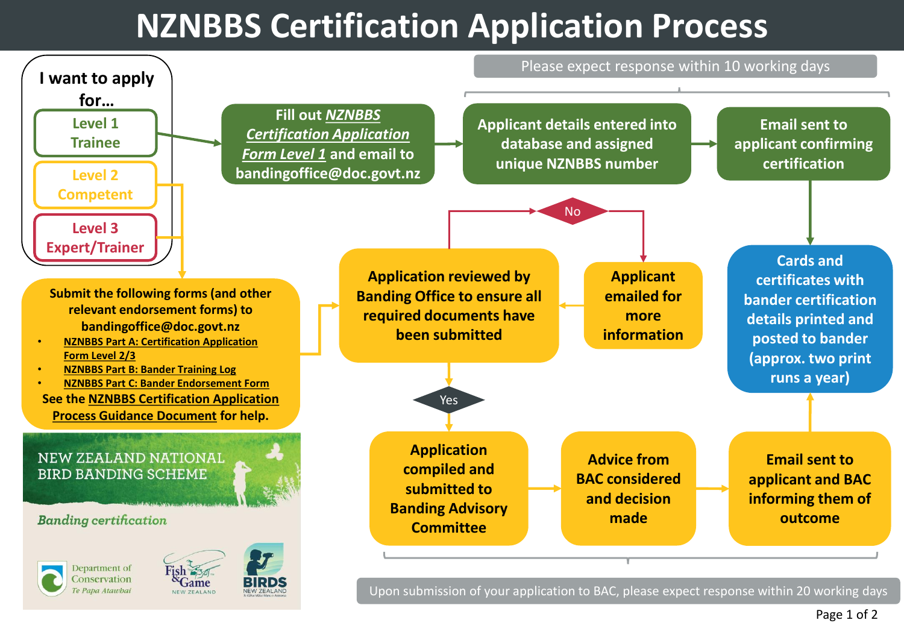# NZNBBS Certification Application Process

Please expect response within 10 working days

**I want to apply for…**

- Level 1 Trainee
- Level 2 Competent
- Level 3 Expert/Trainer

Fill out ***NZNBBS Certification Application Form Level 1*** and email to bandingoffice@doc.govt.nz

Applicant details entered into database and assigned unique NZNBBS number

Email sent to applicant confirming certification

Cards and certificates with bander certification details printed and posted to bander (approx. two print runs a year)

Submit the following forms (and other relevant endorsement forms) to bandingoffice@doc.govt.nz

- NZNBBS Part A: Certification Application Form Level 2/3
- NZNBBS Part B: Bander Training Log
- NZNBBS Part C: Bander Endorsement Form

See the NZNBBS Certification Application Process Guidance Document for help.

Application reviewed by Banding Office to ensure all required documents have been submitted

No

Applicant emailed for more information

Yes

Application compiled and submitted to Banding Advisory Committee

Advice from BAC considered and decision made

Email sent to applicant and BAC informing them of outcome

Upon submission of your application to BAC, please expect response within 20 working days

NEW ZEALAND NATIONAL BIRD BANDING SCHEME

*Banding certification*

Department of Conservation *Te Papa Atawhai*

Fish & Game NEW ZEALAND

BIRDS NEW ZEALAND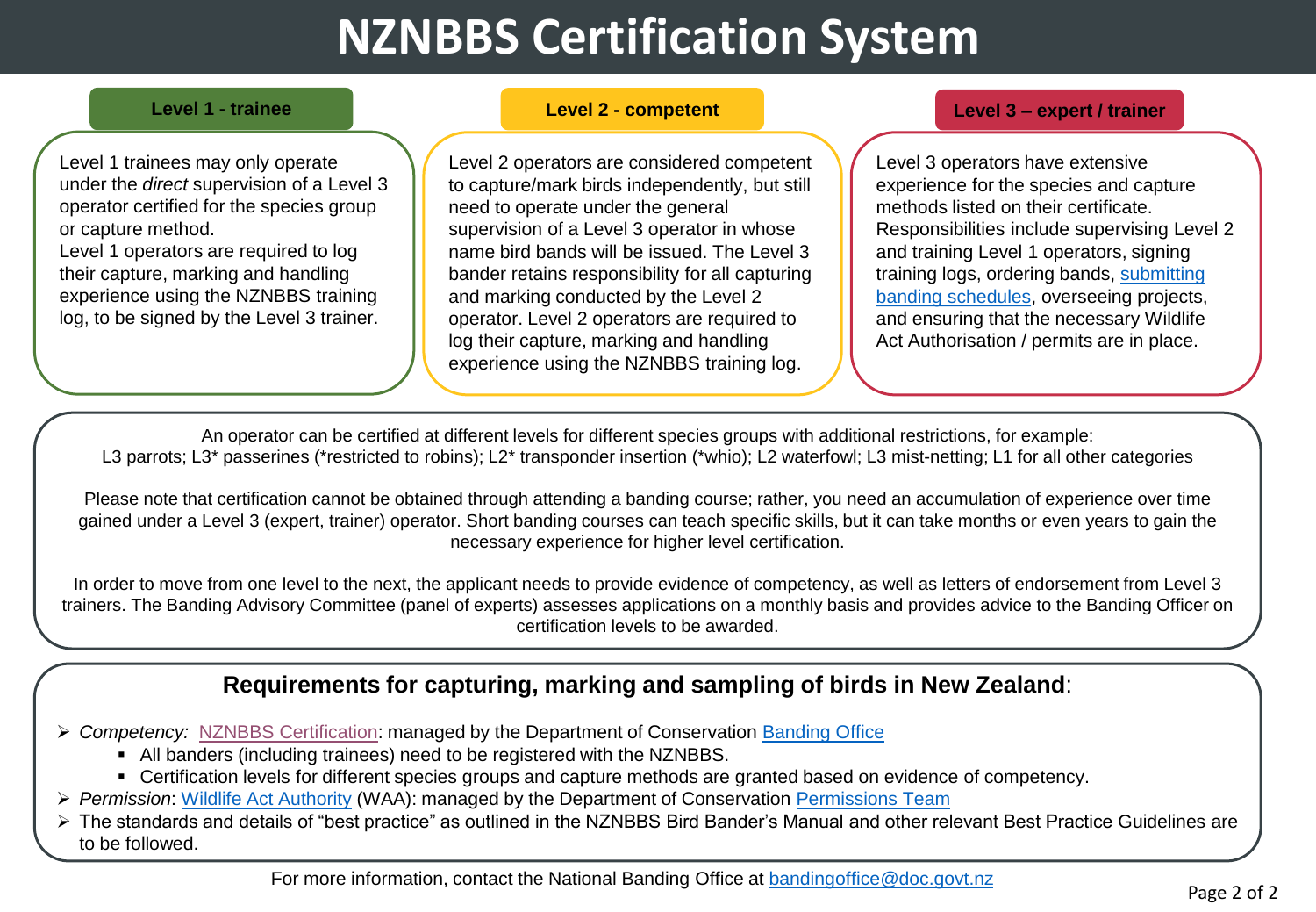# NZNBBS Certification System

### Level 1 - trainee

Level 1 trainees may only operate under the *direct* supervision of a Level 3 operator certified for the species group or capture method.
Level 1 operators are required to log their capture, marking and handling experience using the NZNBBS training log, to be signed by the Level 3 trainer.

### Level 2 - competent

Level 2 operators are considered competent to capture/mark birds independently, but still need to operate under the general supervision of a Level 3 operator in whose name bird bands will be issued. The Level 3 bander retains responsibility for all capturing and marking conducted by the Level 2 operator. Level 2 operators are required to log their capture, marking and handling experience using the NZNBBS training log.

### Level 3 – expert / trainer

Level 3 operators have extensive experience for the species and capture methods listed on their certificate. Responsibilities include supervising Level 2 and training Level 1 operators, signing training logs, ordering bands, submitting banding schedules, overseeing projects, and ensuring that the necessary Wildlife Act Authorisation / permits are in place.

An operator can be certified at different levels for different species groups with additional restrictions, for example:
L3 parrots; L3* passerines (*restricted to robins); L2* transponder insertion (*whio); L2 waterfowl; L3 mist-netting; L1 for all other categories

Please note that certification cannot be obtained through attending a banding course; rather, you need an accumulation of experience over time gained under a Level 3 (expert, trainer) operator. Short banding courses can teach specific skills, but it can take months or even years to gain the necessary experience for higher level certification.

In order to move from one level to the next, the applicant needs to provide evidence of competency, as well as letters of endorsement from Level 3 trainers. The Banding Advisory Committee (panel of experts) assesses applications on a monthly basis and provides advice to the Banding Officer on certification levels to be awarded.

## Requirements for capturing, marking and sampling of birds in New Zealand:

- *Competency:* NZNBBS Certification: managed by the Department of Conservation Banding Office
  - All banders (including trainees) need to be registered with the NZNBBS.
  - Certification levels for different species groups and capture methods are granted based on evidence of competency.
- *Permission*: Wildlife Act Authority (WAA): managed by the Department of Conservation Permissions Team
- The standards and details of "best practice" as outlined in the NZNBBS Bird Bander's Manual and other relevant Best Practice Guidelines are to be followed.

For more information, contact the National Banding Office at bandingoffice@doc.govt.nz